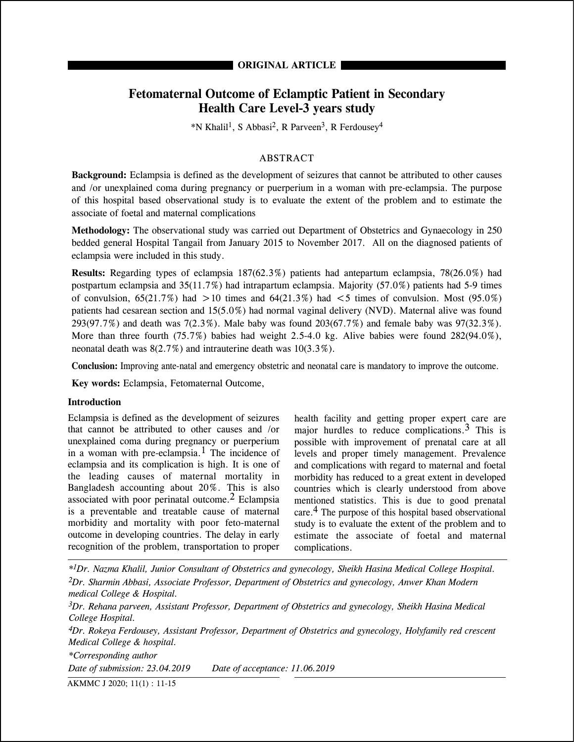ORIGINAL ARTICLE

# Fetomaternal Outcome of Eclamptic Patient in Secondary Health Care Level-3 years study

*N Khalil[1], S Abbasi[2], R Parveen[3], R Ferdousey[4]

## ABSTRACT

**Background:** Eclampsia is defined as the development of seizures that cannot be attributed to other causes and /or unexplained coma during pregnancy or puerperium in a woman with pre-eclampsia. The purpose of this hospital based observational study is to evaluate the extent of the problem and to estimate the associate of foetal and maternal complications

**Methodology:** The observational study was carried out Department of Obstetrics and Gynaecology in 250 bedded general Hospital Tangail from January 2015 to November 2017. All on the diagnosed patients of eclampsia were included in this study.

**Results:** Regarding types of eclampsia 187(62.3%) patients had antepartum eclampsia, 78(26.0%) had postpartum eclampsia and 35(11.7%) had intrapartum eclampsia. Majority (57.0%) patients had 5-9 times of convulsion, 65(21.7%) had >10 times and 64(21.3%) had <5 times of convulsion. Most (95.0%) patients had cesarean section and 15(5.0%) had normal vaginal delivery (NVD). Maternal alive was found 293(97.7%) and death was 7(2.3%). Male baby was found 203(67.7%) and female baby was 97(32.3%). More than three fourth (75.7%) babies had weight 2.5-4.0 kg. Alive babies were found 282(94.0%), neonatal death was 8(2.7%) and intrauterine death was 10(3.3%).

**Conclusion:** Improving ante-natal and emergency obstetric and neonatal care is mandatory to improve the outcome.

**Key words:** Eclampsia, Fetomaternal Outcome,

## Introduction

Eclampsia is defined as the development of seizures that cannot be attributed to other causes and /or unexplained coma during pregnancy or puerperium in a woman with pre-eclampsia.[1] The incidence of eclampsia and its complication is high. It is one of the leading causes of maternal mortality in Bangladesh accounting about 20%. This is also associated with poor perinatal outcome.[2] Eclampsia is a preventable and treatable cause of maternal morbidity and mortality with poor feto-maternal outcome in developing countries. The delay in early recognition of the problem, transportation to proper health facility and getting proper expert care are major hurdles to reduce complications.[3] This is possible with improvement of prenatal care at all levels and proper timely management. Prevalence and complications with regard to maternal and foetal morbidity has reduced to a great extent in developed countries which is clearly understood from above mentioned statistics. This is due to good prenatal care.[4] The purpose of this hospital based observational study is to evaluate the extent of the problem and to estimate the associate of foetal and maternal complications.

*[1]Dr. Nazma Khalil, Junior Consultant of Obstetrics and gynecology, Sheikh Hasina Medical College Hospital.*

*[2]Dr. Sharmin Abbasi, Associate Professor, Department of Obstetrics and gynecology, Anwer Khan Modern medical College & Hospital.*

*[3]Dr. Rehana parveen, Assistant Professor, Department of Obstetrics and gynecology, Sheikh Hasina Medical College Hospital.*

*[4]Dr. Rokeya Ferdousey, Assistant Professor, Department of Obstetrics and gynecology, Holyfamily red crescent Medical College & hospital.*

*\*Corresponding author*

*Date of submission: 23.04.2019 Date of acceptance: 11.06.2019*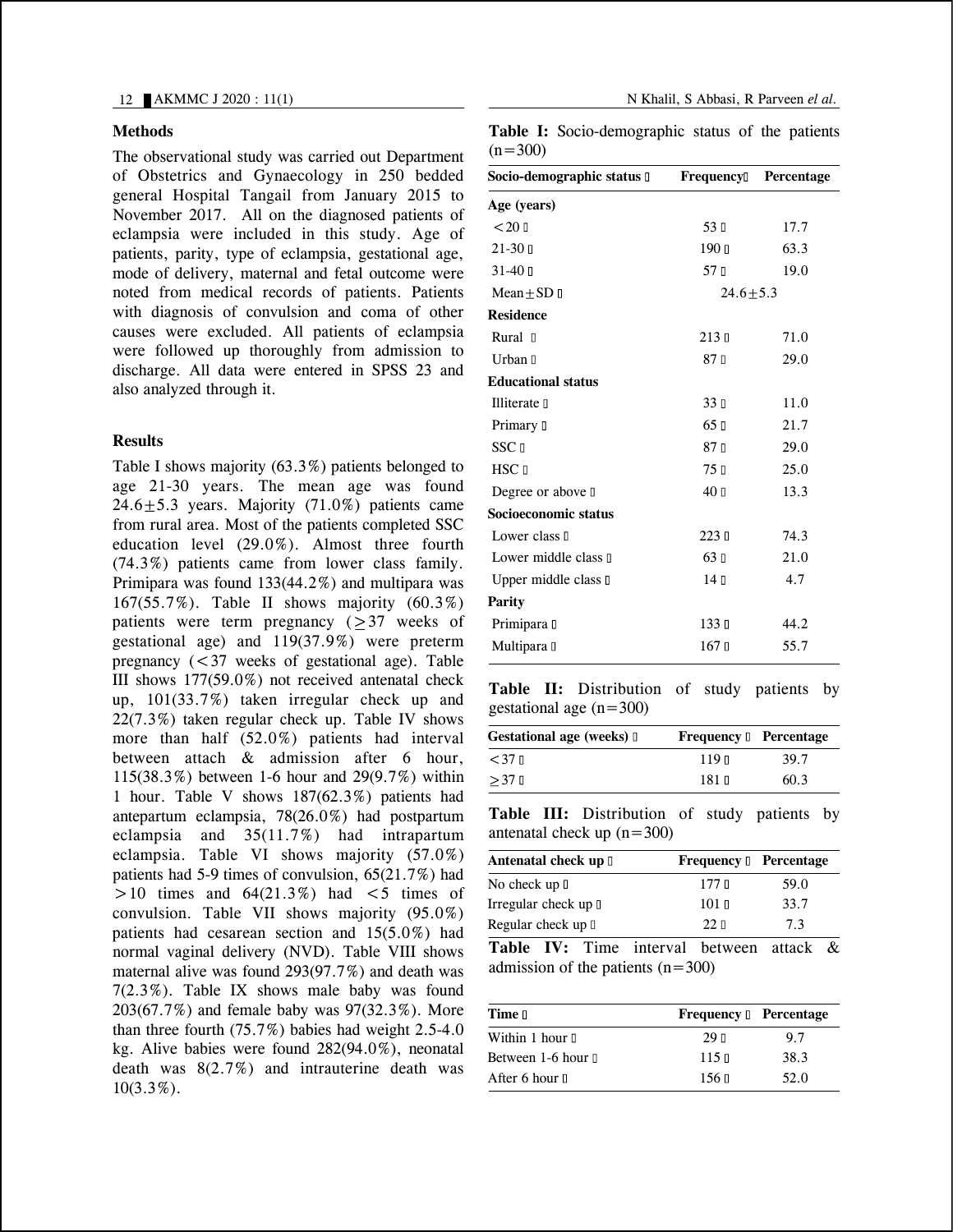## Methods

The observational study was carried out Department of Obstetrics and Gynaecology in 250 bedded general Hospital Tangail from January 2015 to November 2017. All on the diagnosed patients of eclampsia were included in this study. Age of patients, parity, type of eclampsia, gestational age, mode of delivery, maternal and fetal outcome were noted from medical records of patients. Patients with diagnosis of convulsion and coma of other causes were excluded. All patients of eclampsia were followed up thoroughly from admission to discharge. All data were entered in SPSS 23 and also analyzed through it.

## Results

Table I shows majority (63.3%) patients belonged to age 21-30 years. The mean age was found 24.6±5.3 years. Majority (71.0%) patients came from rural area. Most of the patients completed SSC education level (29.0%). Almost three fourth (74.3%) patients came from lower class family. Primipara was found 133(44.2%) and multipara was 167(55.7%). Table II shows majority (60.3%) patients were term pregnancy (≥37 weeks of gestational age) and 119(37.9%) were preterm pregnancy (<37 weeks of gestational age). Table III shows 177(59.0%) not received antenatal check up, 101(33.7%) taken irregular check up and 22(7.3%) taken regular check up. Table IV shows more than half (52.0%) patients had interval between attach & admission after 6 hour, 115(38.3%) between 1-6 hour and 29(9.7%) within 1 hour. Table V shows 187(62.3%) patients had antepartum eclampsia, 78(26.0%) had postpartum eclampsia and 35(11.7%) had intrapartum eclampsia. Table VI shows majority (57.0%) patients had 5-9 times of convulsion, 65(21.7%) had >10 times and 64(21.3%) had <5 times of convulsion. Table VII shows majority (95.0%) patients had cesarean section and 15(5.0%) had normal vaginal delivery (NVD). Table VIII shows maternal alive was found 293(97.7%) and death was 7(2.3%). Table IX shows male baby was found 203(67.7%) and female baby was 97(32.3%). More than three fourth (75.7%) babies had weight 2.5-4.0 kg. Alive babies were found 282(94.0%), neonatal death was 8(2.7%) and intrauterine death was 10(3.3%).

**Table I:** Socio-demographic status of the patients (n=300)

| Socio-demographic status | Frequency | Percentage |
|---|---|---|
| **Age (years)** | | |
| <20 | 53 | 17.7 |
| 21-30 | 190 | 63.3 |
| 31-40 | 57 | 19.0 |
| Mean±SD | 24.6±5.3 | |
| **Residence** | | |
| Rural | 213 | 71.0 |
| Urban | 87 | 29.0 |
| **Educational status** | | |
| Illiterate | 33 | 11.0 |
| Primary | 65 | 21.7 |
| SSC | 87 | 29.0 |
| HSC | 75 | 25.0 |
| Degree or above | 40 | 13.3 |
| **Socioeconomic status** | | |
| Lower class | 223 | 74.3 |
| Lower middle class | 63 | 21.0 |
| Upper middle class | 14 | 4.7 |
| **Parity** | | |
| Primipara | 133 | 44.2 |
| Multipara | 167 | 55.7 |

**Table II:** Distribution of study patients by gestational age (n=300)

| Gestational age (weeks) | Frequency | Percentage |
|---|---|---|
| <37 | 119 | 39.7 |
| ≥37 | 181 | 60.3 |

**Table III:** Distribution of study patients by antenatal check up (n=300)

| Antenatal check up | Frequency | Percentage |
|---|---|---|
| No check up | 177 | 59.0 |
| Irregular check up | 101 | 33.7 |
| Regular check up | 22 | 7.3 |

**Table IV:** Time interval between attack & admission of the patients (n=300)

| Time | Frequency | Percentage |
|---|---|---|
| Within 1 hour | 29 | 9.7 |
| Between 1-6 hour | 115 | 38.3 |
| After 6 hour | 156 | 52.0 |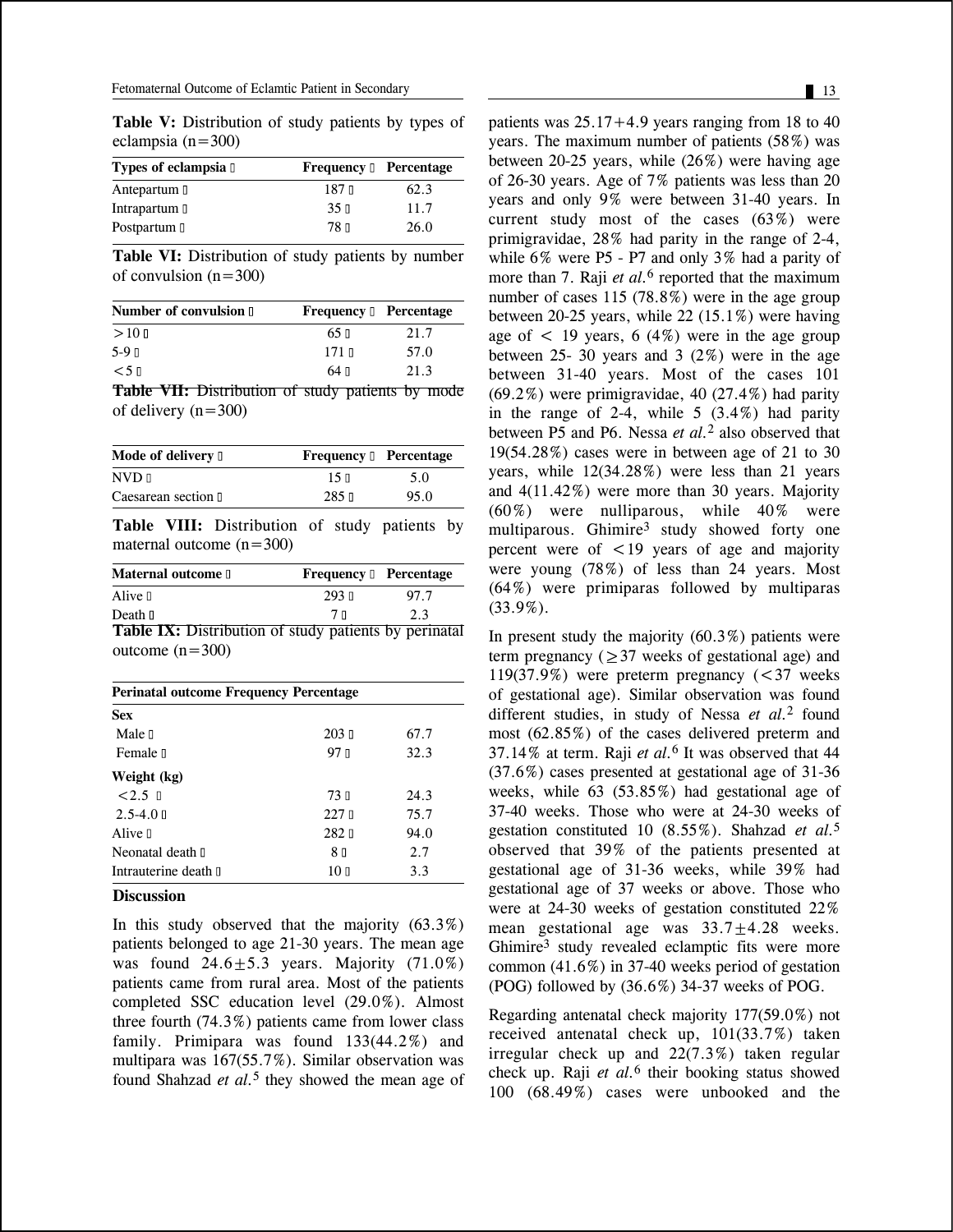**Table V:** Distribution of study patients by types of eclampsia (n=300)

| Types of eclampsia | Frequency | Percentage |
|---|---|---|
| Antepartum | 187 | 62.3 |
| Intrapartum | 35 | 11.7 |
| Postpartum | 78 | 26.0 |

**Table VI:** Distribution of study patients by number of convulsion (n=300)

| Number of convulsion | Frequency | Percentage |
|---|---|---|
| >10 | 65 | 21.7 |
| 5-9 | 171 | 57.0 |
| <5 | 64 | 21.3 |

**Table VII:** Distribution of study patients by mode of delivery (n=300)

| Mode of delivery | Frequency | Percentage |
|---|---|---|
| NVD | 15 | 5.0 |
| Caesarean section | 285 | 95.0 |

**Table VIII:** Distribution of study patients by maternal outcome (n=300)

| Maternal outcome | Frequency | Percentage |
|---|---|---|
| Alive | 293 | 97.7 |
| Death | 7 | 2.3 |

**Table IX:** Distribution of study patients by perinatal outcome (n=300)

| Perinatal outcome | Frequency | Percentage |
|---|---|---|
| **Sex** | | |
| Male | 203 | 67.7 |
| Female | 97 | 32.3 |
| **Weight (kg)** | | |
| <2.5 | 73 | 24.3 |
| 2.5-4.0 | 227 | 75.7 |
| Alive | 282 | 94.0 |
| Neonatal death | 8 | 2.7 |
| Intrauterine death | 10 | 3.3 |

## Discussion

In this study observed that the majority (63.3%) patients belonged to age 21-30 years. The mean age was found 24.6±5.3 years. Majority (71.0%) patients came from rural area. Most of the patients completed SSC education level (29.0%). Almost three fourth (74.3%) patients came from lower class family. Primipara was found 133(44.2%) and multipara was 167(55.7%). Similar observation was found Shahzad *et al.*[5] they showed the mean age of patients was 25.17+4.9 years ranging from 18 to 40 years. The maximum number of patients (58%) was between 20-25 years, while (26%) were having age of 26-30 years. Age of 7% patients was less than 20 years and only 9% were between 31-40 years. In current study most of the cases (63%) were primigravidae, 28% had parity in the range of 2-4, while 6% were P5 - P7 and only 3% had a parity of more than 7. Raji *et al.*[6] reported that the maximum number of cases 115 (78.8%) were in the age group between 20-25 years, while 22 (15.1%) were having age of < 19 years, 6 (4%) were in the age group between 25- 30 years and 3 (2%) were in the age between 31-40 years. Most of the cases 101 (69.2%) were primigravidae, 40 (27.4%) had parity in the range of 2-4, while 5 (3.4%) had parity between P5 and P6. Nessa *et al.*[2] also observed that 19(54.28%) cases were in between age of 21 to 30 years, while 12(34.28%) were less than 21 years and 4(11.42%) were more than 30 years. Majority (60%) were nulliparous, while 40% were multiparous. Ghimire[3] study showed forty one percent were of <19 years of age and majority were young (78%) of less than 24 years. Most (64%) were primiparas followed by multiparas (33.9%).

In present study the majority (60.3%) patients were term pregnancy (≥37 weeks of gestational age) and 119(37.9%) were preterm pregnancy (<37 weeks of gestational age). Similar observation was found different studies, in study of Nessa *et al.*[2] found most (62.85%) of the cases delivered preterm and 37.14% at term. Raji *et al.*[6] It was observed that 44 (37.6%) cases presented at gestational age of 31-36 weeks, while 63 (53.85%) had gestational age of 37-40 weeks. Those who were at 24-30 weeks of gestation constituted 10 (8.55%). Shahzad *et al.*[5] observed that 39% of the patients presented at gestational age of 31-36 weeks, while 39% had gestational age of 37 weeks or above. Those who were at 24-30 weeks of gestation constituted 22% mean gestational age was 33.7±4.28 weeks. Ghimire[3] study revealed eclamptic fits were more common (41.6%) in 37-40 weeks period of gestation (POG) followed by (36.6%) 34-37 weeks of POG.

Regarding antenatal check majority 177(59.0%) not received antenatal check up, 101(33.7%) taken irregular check up and 22(7.3%) taken regular check up. Raji *et al.*[6] their booking status showed 100 (68.49%) cases were unbooked and the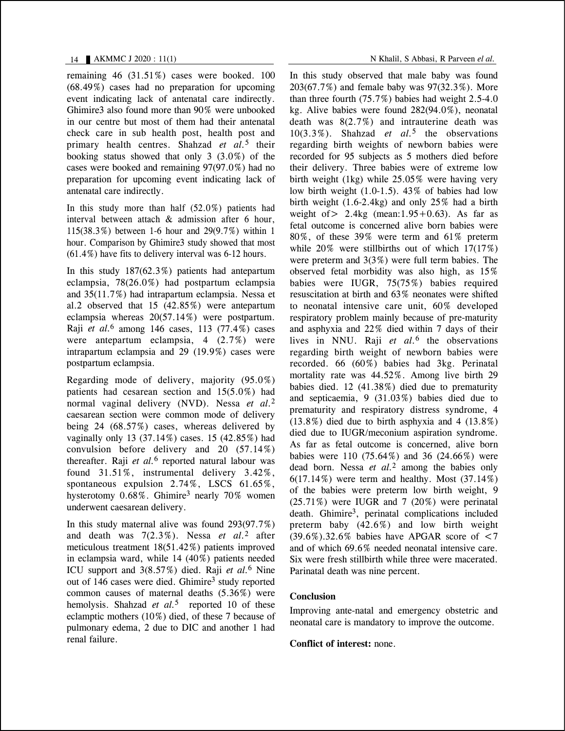remaining 46 (31.51%) cases were booked. 100 (68.49%) cases had no preparation for upcoming event indicating lack of antenatal care indirectly. Ghimire3 also found more than 90% were unbooked in our centre but most of them had their antenatal check care in sub health post, health post and primary health centres. Shahzad *et al.*[5] their booking status showed that only 3 (3.0%) of the cases were booked and remaining 97(97.0%) had no preparation for upcoming event indicating lack of antenatal care indirectly.

In this study more than half (52.0%) patients had interval between attach & admission after 6 hour, 115(38.3%) between 1-6 hour and 29(9.7%) within 1 hour. Comparison by Ghimire3 study showed that most (61.4%) have fits to delivery interval was 6-12 hours.

In this study 187(62.3%) patients had antepartum eclampsia, 78(26.0%) had postpartum eclampsia and 35(11.7%) had intrapartum eclampsia. Nessa et al.2 observed that 15 (42.85%) were antepartum eclampsia whereas 20(57.14%) were postpartum. Raji *et al.*[6] among 146 cases, 113 (77.4%) cases were antepartum eclampsia, 4 (2.7%) were intrapartum eclampsia and 29 (19.9%) cases were postpartum eclampsia.

Regarding mode of delivery, majority (95.0%) patients had cesarean section and 15(5.0%) had normal vaginal delivery (NVD). Nessa *et al.*[2] caesarean section were common mode of delivery being 24 (68.57%) cases, whereas delivered by vaginally only 13 (37.14%) cases. 15 (42.85%) had convulsion before delivery and 20 (57.14%) thereafter. Raji *et al.*[6] reported natural labour was found 31.51%, instrumental delivery 3.42%, spontaneous expulsion 2.74%, LSCS 61.65%, hysterotomy 0.68%. Ghimire[3] nearly 70% women underwent caesarean delivery.

In this study maternal alive was found 293(97.7%) and death was 7(2.3%). Nessa *et al.*[2] after meticulous treatment 18(51.42%) patients improved in eclampsia ward, while 14 (40%) patients needed ICU support and 3(8.57%) died. Raji *et al.*[6] Nine out of 146 cases were died. Ghimire[3] study reported common causes of maternal deaths (5.36%) were hemolysis. Shahzad *et al.*[5] reported 10 of these eclamptic mothers (10%) died, of these 7 because of pulmonary edema, 2 due to DIC and another 1 had renal failure.

In this study observed that male baby was found 203(67.7%) and female baby was 97(32.3%). More than three fourth (75.7%) babies had weight 2.5-4.0 kg. Alive babies were found 282(94.0%), neonatal death was 8(2.7%) and intrauterine death was 10(3.3%). Shahzad *et al.*[5] the observations regarding birth weights of newborn babies were recorded for 95 subjects as 5 mothers died before their delivery. Three babies were of extreme low birth weight (1kg) while 25.05% were having very low birth weight (1.0-1.5). 43% of babies had low birth weight (1.6-2.4kg) and only 25% had a birth weight of> 2.4kg (mean:1.95+0.63). As far as fetal outcome is concerned alive born babies were 80%, of these 39% were term and 61% preterm while 20% were stillbirths out of which 17(17%) were preterm and 3(3%) were full term babies. The observed fetal morbidity was also high, as 15% babies were IUGR, 75(75%) babies required resuscitation at birth and 63% neonates were shifted to neonatal intensive care unit, 60% developed respiratory problem mainly because of pre-maturity and asphyxia and 22% died within 7 days of their lives in NNU. Raji *et al.*[6] the observations regarding birth weight of newborn babies were recorded. 66 (60%) babies had 3kg. Perinatal mortality rate was 44.52%. Among live birth 29 babies died. 12 (41.38%) died due to prematurity and septicaemia, 9 (31.03%) babies died due to prematurity and respiratory distress syndrome, 4 (13.8%) died due to birth asphyxia and 4 (13.8%) died due to IUGR/meconium aspiration syndrome. As far as fetal outcome is concerned, alive born babies were 110 (75.64%) and 36 (24.66%) were dead born. Nessa *et al.*[2] among the babies only 6(17.14%) were term and healthy. Most (37.14%) of the babies were preterm low birth weight, 9 (25.71%) were IUGR and 7 (20%) were perinatal death. Ghimire[3], perinatal complications included preterm baby (42.6%) and low birth weight (39.6%).32.6% babies have APGAR score of <7 and of which 69.6% needed neonatal intensive care. Six were fresh stillbirth while three were macerated. Parinatal death was nine percent.

## Conclusion

Improving ante-natal and emergency obstetric and neonatal care is mandatory to improve the outcome.

**Conflict of interest:** none.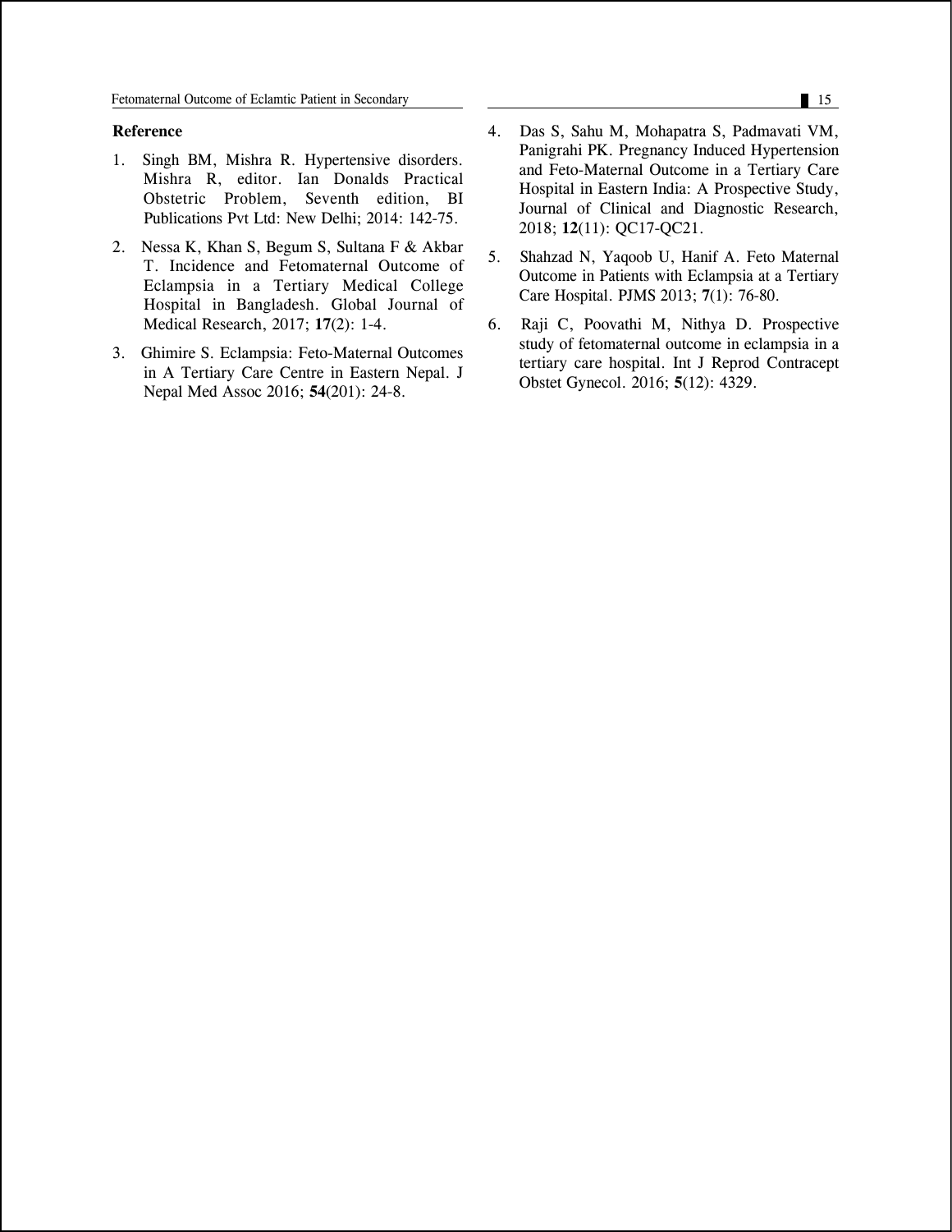## Reference

1. Singh BM, Mishra R. Hypertensive disorders. Mishra R, editor. Ian Donalds Practical Obstetric Problem, Seventh edition, BI Publications Pvt Ltd: New Delhi; 2014: 142-75.
2. Nessa K, Khan S, Begum S, Sultana F & Akbar T. Incidence and Fetomaternal Outcome of Eclampsia in a Tertiary Medical College Hospital in Bangladesh. Global Journal of Medical Research, 2017; **17**(2): 1-4.
3. Ghimire S. Eclampsia: Feto-Maternal Outcomes in A Tertiary Care Centre in Eastern Nepal. J Nepal Med Assoc 2016; **54**(201): 24-8.
4. Das S, Sahu M, Mohapatra S, Padmavati VM, Panigrahi PK. Pregnancy Induced Hypertension and Feto-Maternal Outcome in a Tertiary Care Hospital in Eastern India: A Prospective Study, Journal of Clinical and Diagnostic Research, 2018; **12**(11): QC17-QC21.
5. Shahzad N, Yaqoob U, Hanif A. Feto Maternal Outcome in Patients with Eclampsia at a Tertiary Care Hospital. PJMS 2013; **7**(1): 76-80.
6. Raji C, Poovathi M, Nithya D. Prospective study of fetomaternal outcome in eclampsia in a tertiary care hospital. Int J Reprod Contracept Obstet Gynecol. 2016; **5**(12): 4329.